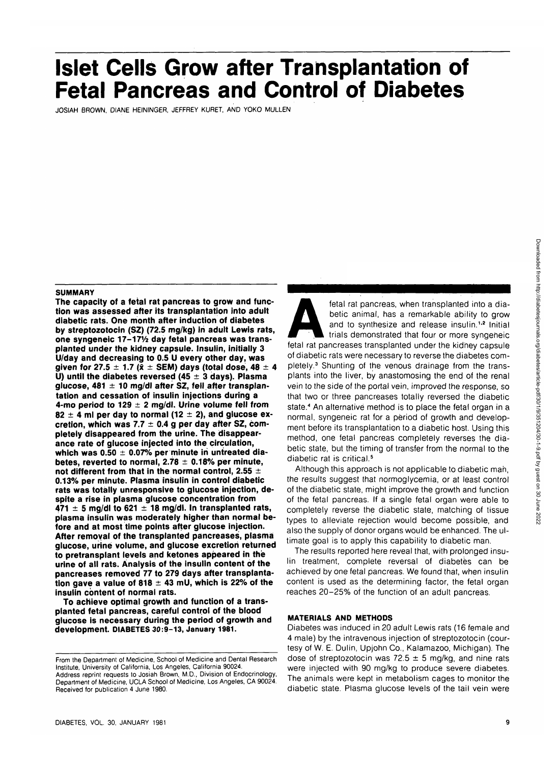# Islet Cells Grow after Transplantation of Fetal Pancreas and Control of Diabetes

JOSIAH BROWN, DIANE HEININGER, JEFFREY KURET, AND YOKO MULLEN

## SUMMARY

**The capacity of a fetal rat pancreas to grow and function was assessed after its transplantation into adult diabetic rats. One month after induction of diabetes by streptozotocin (SZ) (72.5 mg/kg) in adult Lewis rats, one syngeneic 17–17½ day fetal pancreas was transplanted under the kidney capsule. Insulin, initially 3 U/day and decreasing to 0.5 U every other day, was given for 27.5 ± 1.7 ($\bar{x}$ ± SEM) days (total dose, 48 ± 4 U) until the diabetes reversed (45 ± 3 days). Plasma glucose, 481 ± 10 mg/dl after SZ, fell after transplantation and cessation of insulin injections during a 4-mo period to 129 ± 2 mg/dl. Urine volume fell from 82 ± 4 ml per day to normal (12 ± 2), and glucose excretion, which was 7.7 ± 0.4 g per day after SZ, completely disappeared from the urine. The disappearance rate of glucose injected into the circulation, which was 0.50 ± 0.07% per minute in untreated diabetes, reverted to normal, 2.78 ± 0.18% per minute, not different from that in the normal control, 2.55 ± 0.13% per minute. Plasma insulin in control diabetic rats was totally unresponsive to glucose injection, despite a rise in plasma glucose concentration from 471 ± 5 mg/dl to 621 ± 18 mg/dl. In transplanted rats, plasma insulin was moderately higher than normal before and at most time points after glucose injection. After removal of the transplanted pancreases, plasma glucose, urine volume, and glucose excretion returned to pretransplant levels and ketones appeared in the urine of all rats. Analysis of the insulin content of the pancreases removed 77 to 279 days after transplantation gave a value of 818 ± 43 mU, which is 22% of the insulin content of normal rats.**

**To achieve optimal growth and function of a transplanted fetal pancreas, careful control of the blood glucose is necessary during the period of growth and development. DIABETES 30:9–13, January 1981.**

From the Department of Medicine, School of Medicine and Dental Research Institute, University of California, Los Angeles, California 90024.
Address reprint requests to Josiah Brown, M.D., Division of Endocrinology, Department of Medicine, UCLA School of Medicine, Los Angeles, CA 90024.
Received for publication 4 June 1980.

A fetal rat pancreas, when transplanted into a diabetic animal, has a remarkable ability to grow and to synthesize and release insulin.[1,2] Initial trials demonstrated that four or more syngeneic fetal rat pancreases transplanted under the kidney capsule of diabetic rats were necessary to reverse the diabetes completely.[3] Shunting of the venous drainage from the transplants into the liver, by anastomosing the end of the renal vein to the side of the portal vein, improved the response, so that two or three pancreases totally reversed the diabetic state.[4] An alternative method is to place the fetal organ in a normal, syngeneic rat for a period of growth and development before its transplantation to a diabetic host. Using this method, one fetal pancreas completely reverses the diabetic state, but the timing of transfer from the normal to the diabetic rat is critical.[5]

Although this approach is not applicable to diabetic man, the results suggest that normoglycemia, or at least control of the diabetic state, might improve the growth and function of the fetal pancreas. If a single fetal organ were able to completely reverse the diabetic state, matching of tissue types to alleviate rejection would become possible, and also the supply of donor organs would be enhanced. The ultimate goal is to apply this capability to diabetic man.

The results reported here reveal that, with prolonged insulin treatment, complete reversal of diabetes can be achieved by one fetal pancreas. We found that, when insulin content is used as the determining factor, the fetal organ reaches 20–25% of the function of an adult pancreas.

## MATERIALS AND METHODS

Diabetes was induced in 20 adult Lewis rats (16 female and 4 male) by the intravenous injection of streptozotocin (courtesy of W. E. Dulin, Upjohn Co., Kalamazoo, Michigan). The dose of streptozotocin was 72.5 ± 5 mg/kg, and nine rats were injected with 90 mg/kg to produce severe diabetes. The animals were kept in metabolism cages to monitor the diabetic state. Plasma glucose levels of the tail vein were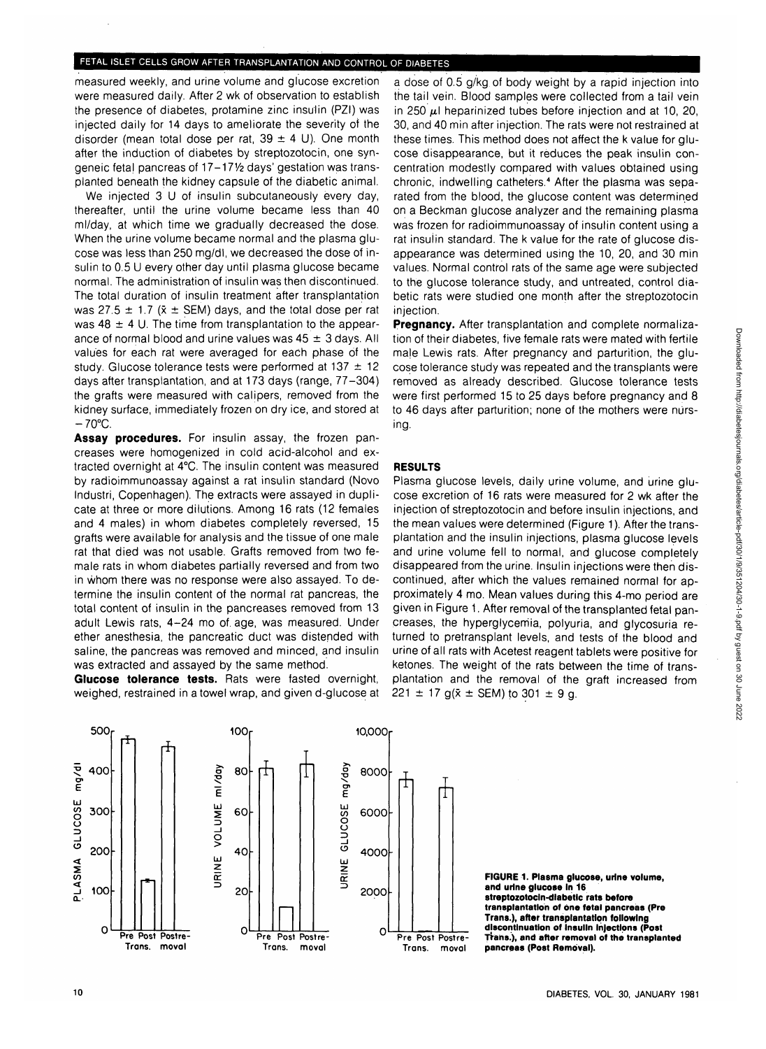measured weekly, and urine volume and glucose excretion were measured daily. After 2 wk of observation to establish the presence of diabetes, protamine zinc insulin (PZI) was injected daily for 14 days to ameliorate the severity of the disorder (mean total dose per rat, $39 \pm 4$ U). One month after the induction of diabetes by streptozotocin, one syngeneic fetal pancreas of 17–17½ days' gestation was transplanted beneath the kidney capsule of the diabetic animal.

We injected 3 U of insulin subcutaneously every day, thereafter, until the urine volume became less than 40 ml/day, at which time we gradually decreased the dose. When the urine volume became normal and the plasma glucose was less than 250 mg/dl, we decreased the dose of insulin to 0.5 U every other day until plasma glucose became normal. The administration of insulin was then discontinued. The total duration of insulin treatment after transplantation was $27.5 \pm 1.7$ ($\bar{x} \pm$ SEM) days, and the total dose per rat was $48 \pm 4$ U. The time from transplantation to the appearance of normal blood and urine values was $45 \pm 3$ days. All values for each rat were averaged for each phase of the study. Glucose tolerance tests were performed at $137 \pm 12$ days after transplantation, and at 173 days (range, 77–304) the grafts were measured with calipers, removed from the kidney surface, immediately frozen on dry ice, and stored at −70°C.

**Assay procedures.** For insulin assay, the frozen pancreases were homogenized in cold acid-alcohol and extracted overnight at 4°C. The insulin content was measured by radioimmunoassay against a rat insulin standard (Novo Industri, Copenhagen). The extracts were assayed in duplicate at three or more dilutions. Among 16 rats (12 females and 4 males) in whom diabetes completely reversed, 15 grafts were available for analysis and the tissue of one male rat that died was not usable. Grafts removed from two female rats in whom diabetes partially reversed and from two in whom there was no response were also assayed. To determine the insulin content of the normal rat pancreas, the total content of insulin in the pancreases removed from 13 adult Lewis rats, 4–24 mo of age, was measured. Under ether anesthesia, the pancreatic duct was distended with saline, the pancreas was removed and minced, and insulin was extracted and assayed by the same method.

**Glucose tolerance tests.** Rats were fasted overnight, weighed, restrained in a towel wrap, and given d-glucose at a dose of 0.5 g/kg of body weight by a rapid injection into the tail vein. Blood samples were collected from a tail vein in 250 $\mu$l heparinized tubes before injection and at 10, 20, 30, and 40 min after injection. The rats were not restrained at these times. This method does not affect the k value for glucose disappearance, but it reduces the peak insulin concentration modestly compared with values obtained using chronic, indwelling catheters.[4] After the plasma was separated from the blood, the glucose content was determined on a Beckman glucose analyzer and the remaining plasma was frozen for radioimmunoassay of insulin content using a rat insulin standard. The k value for the rate of glucose disappearance was determined using the 10, 20, and 30 min values. Normal control rats of the same age were subjected to the glucose tolerance study, and untreated, control diabetic rats were studied one month after the streptozotocin injection.

**Pregnancy.** After transplantation and complete normalization of their diabetes, five female rats were mated with fertile male Lewis rats. After pregnancy and parturition, the glucose tolerance study was repeated and the transplants were removed as already described. Glucose tolerance tests were first performed 15 to 25 days before pregnancy and 8 to 46 days after parturition; none of the mothers were nursing.

## RESULTS

Plasma glucose levels, daily urine volume, and urine glucose excretion of 16 rats were measured for 2 wk after the injection of streptozotocin and before insulin injections, and the mean values were determined (Figure 1). After the transplantation and the insulin injections, plasma glucose levels and urine volume fell to normal, and glucose completely disappeared from the urine. Insulin injections were then discontinued, after which the values remained normal for approximately 4 mo. Mean values during this 4-mo period are given in Figure 1. After removal of the transplanted fetal pancreases, the hyperglycemia, polyuria, and glycosuria returned to pretransplant levels, and tests of the blood and urine of all rats with Acetest reagent tablets were positive for ketones. The weight of the rats between the time of transplantation and the removal of the graft increased from $221 \pm 17$ g($\bar{x} \pm$ SEM) to $301 \pm 9$ g.

**FIGURE 1. Plasma glucose, urine volume, and urine glucose in 16 streptozotocin-diabetic rats before transplantation of one fetal pancreas (Pre Trans.), after transplantation following discontinuation of insulin injections (Post Trans.), and after removal of the transplanted pancreas (Post Removal).**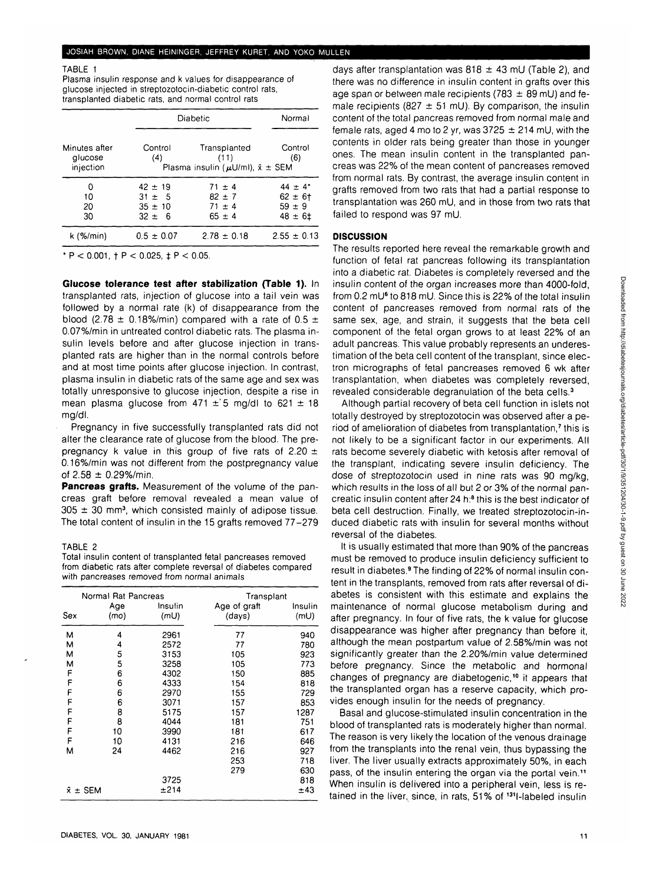TABLE 1
Plasma insulin response and k values for disappearance of glucose injected in streptozotocin-diabetic control rats, transplanted diabetic rats, and normal control rats

| | Diabetic | | Normal |
|---|---|---|---|
| Minutes after glucose injection | Control (4) | Transplanted (11) | Control (6) |
| | Plasma insulin (μU/ml), $\bar{x} \pm$ SEM | | |
| 0 | 42 ± 19 | 71 ± 4 | 44 ± 4* |
| 10 | 31 ± 5 | 82 ± 7 | 62 ± 6† |
| 20 | 35 ± 10 | 71 ± 4 | 59 ± 9 |
| 30 | 32 ± 6 | 65 ± 4 | 48 ± 6‡ |
| k (%/min) | 0.5 ± 0.07 | 2.78 ± 0.18 | 2.55 ± 0.13 |

* $P < 0.001$, † $P < 0.025$, ‡ $P < 0.05$.

**Glucose tolerance test after stabilization (Table 1).** In transplanted rats, injection of glucose into a tail vein was followed by a normal rate (k) of disappearance from the blood (2.78 ± 0.18%/min) compared with a rate of 0.5 ± 0.07%/min in untreated control diabetic rats. The plasma insulin levels before and after glucose injection in transplanted rats are higher than in the normal controls before and at most time points after glucose injection. In contrast, plasma insulin in diabetic rats of the same age and sex was totally unresponsive to glucose injection, despite a rise in mean plasma glucose from 471 ± 5 mg/dl to 621 ± 18 mg/dl.

Pregnancy in five successfully transplanted rats did not alter the clearance rate of glucose from the blood. The prepregnancy k value in this group of five rats of 2.20 ± 0.16%/min was not different from the postpregnancy value of 2.58 ± 0.29%/min.

**Pancreas grafts.** Measurement of the volume of the pancreas graft before removal revealed a mean value of 305 ± 30 mm³, which consisted mainly of adipose tissue. The total content of insulin in the 15 grafts removed 77–279 days after transplantation was 818 ± 43 mU (Table 2), and there was no difference in insulin content in grafts over this age span or between male recipients (783 ± 89 mU) and female recipients (827 ± 51 mU). By comparison, the insulin content of the total pancreas removed from normal male and female rats, aged 4 mo to 2 yr, was 3725 ± 214 mU, with the contents in older rats being greater than those in younger ones. The mean insulin content in the transplanted pancreas was 22% of the mean content of pancreases removed from normal rats. By contrast, the average insulin content in grafts removed from two rats that had a partial response to transplantation was 260 mU, and in those from two rats that failed to respond was 97 mU.

TABLE 2
Total insulin content of transplanted fetal pancreases removed from diabetic rats after complete reversal of diabetes compared with pancreases removed from normal animals

| Normal Rat Pancreas | | | Transplant | |
|---|---|---|---|---|
| Sex | Age (mo) | Insulin (mU) | Age of graft (days) | Insulin (mU) |
| M | 4 | 2961 | 77 | 940 |
| M | 4 | 2572 | 77 | 780 |
| M | 5 | 3153 | 105 | 923 |
| M | 5 | 3258 | 105 | 773 |
| F | 6 | 4302 | 150 | 885 |
| F | 6 | 4333 | 154 | 818 |
| F | 6 | 2970 | 155 | 729 |
| F | 6 | 3071 | 157 | 853 |
| F | 8 | 5175 | 157 | 1287 |
| F | 8 | 4044 | 181 | 751 |
| F | 10 | 3990 | 181 | 617 |
| F | 10 | 4131 | 216 | 646 |
| M | 24 | 4462 | 216 | 927 |
| | | | 253 | 718 |
| | | | 279 | 630 |
| $\bar{x} \pm$ SEM | | 3725 ±214 | | 818 ±43 |

## DISCUSSION

The results reported here reveal the remarkable growth and function of fetal rat pancreas following its transplantation into a diabetic rat. Diabetes is completely reversed and the insulin content of the organ increases more than 4000-fold, from 0.2 mU[6] to 818 mU. Since this is 22% of the total insulin content of pancreases removed from normal rats of the same sex, age, and strain, it suggests that the beta cell component of the fetal organ grows to at least 22% of an adult pancreas. This value probably represents an underestimation of the beta cell content of the transplant, since electron micrographs of fetal pancreases removed 6 wk after transplantation, when diabetes was completely reversed, revealed considerable degranulation of the beta cells.[3]

Although partial recovery of beta cell function in islets not totally destroyed by streptozotocin was observed after a period of amelioration of diabetes from transplantation,[7] this is not likely to be a significant factor in our experiments. All rats become severely diabetic with ketosis after removal of the transplant, indicating severe insulin deficiency. The dose of streptozotocin used in nine rats was 90 mg/kg, which results in the loss of all but 2 or 3% of the normal pancreatic insulin content after 24 h:[8] this is the best indicator of beta cell destruction. Finally, we treated streptozotocin-induced diabetic rats with insulin for several months without reversal of the diabetes.

It is usually estimated that more than 90% of the pancreas must be removed to produce insulin deficiency sufficient to result in diabetes.[9] The finding of 22% of normal insulin content in the transplants, removed from rats after reversal of diabetes is consistent with this estimate and explains the maintenance of normal glucose metabolism during and after pregnancy. In four of five rats, the k value for glucose disappearance was higher after pregnancy than before it, although the mean postpartum value of 2.58%/min was not significantly greater than the 2.20%/min value determined before pregnancy. Since the metabolic and hormonal changes of pregnancy are diabetogenic,[10] it appears that the transplanted organ has a reserve capacity, which provides enough insulin for the needs of pregnancy.

Basal and glucose-stimulated insulin concentration in the blood of transplanted rats is moderately higher than normal. The reason is very likely the location of the venous drainage from the transplants into the renal vein, thus bypassing the liver. The liver usually extracts approximately 50%, in each pass, of the insulin entering the organ via the portal vein.[11] When insulin is delivered into a peripheral vein, less is retained in the liver, since, in rats, 51% of $^{131}$I-labeled insulin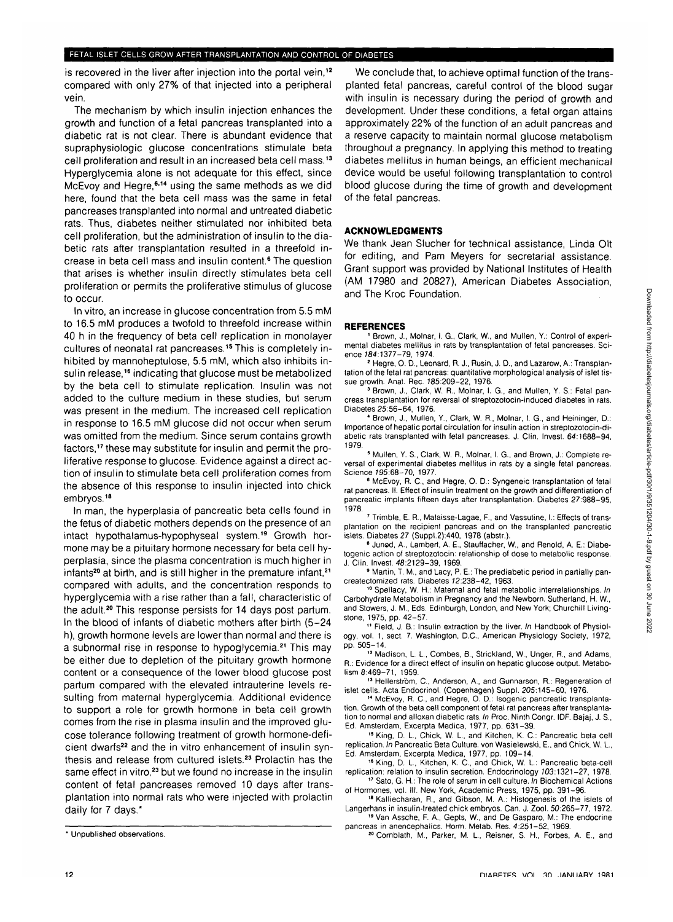is recovered in the liver after injection into the portal vein,[12] compared with only 27% of that injected into a peripheral vein.

The mechanism by which insulin injection enhances the growth and function of a fetal pancreas transplanted into a diabetic rat is not clear. There is abundant evidence that supraphysiologic glucose concentrations stimulate beta cell proliferation and result in an increased beta cell mass.[13] Hyperglycemia alone is not adequate for this effect, since McEvoy and Hegre,[6,14] using the same methods as we did here, found that the beta cell mass was the same in fetal pancreases transplanted into normal and untreated diabetic rats. Thus, diabetes neither stimulated nor inhibited beta cell proliferation, but the administration of insulin to the diabetic rats after transplantation resulted in a threefold increase in beta cell mass and insulin content.[6] The question that arises is whether insulin directly stimulates beta cell proliferation or permits the proliferative stimulus of glucose to occur.

In vitro, an increase in glucose concentration from 5.5 mM to 16.5 mM produces a twofold to threefold increase within 40 h in the frequency of beta cell replication in monolayer cultures of neonatal rat pancreases.[15] This is completely inhibited by mannoheptulose, 5.5 mM, which also inhibits insulin release,[16] indicating that glucose must be metabolized by the beta cell to stimulate replication. Insulin was not added to the culture medium in these studies, but serum was present in the medium. The increased cell replication in response to 16.5 mM glucose did not occur when serum was omitted from the medium. Since serum contains growth factors,[17] these may substitute for insulin and permit the proliferative response to glucose. Evidence against a direct action of insulin to stimulate beta cell proliferation comes from the absence of this response to insulin injected into chick embryos.[18]

In man, the hyperplasia of pancreatic beta cells found in the fetus of diabetic mothers depends on the presence of an intact hypothalamus-hypophyseal system.[19] Growth hormone may be a pituitary hormone necessary for beta cell hyperplasia, since the plasma concentration is much higher in infants[20] at birth, and is still higher in the premature infant,[21] compared with adults, and the concentration responds to hyperglycemia with a rise rather than a fall, characteristic of the adult.[20] This response persists for 14 days post partum. In the blood of infants of diabetic mothers after birth (5–24 h), growth hormone levels are lower than normal and there is a subnormal rise in response to hypoglycemia.[21] This may be either due to depletion of the pituitary growth hormone content or a consequence of the lower blood glucose post partum compared with the elevated intrauterine levels resulting from maternal hyperglycemia. Additional evidence to support a role for growth hormone in beta cell growth comes from the rise in plasma insulin and the improved glucose tolerance following treatment of growth hormone-deficient dwarfs[22] and the in vitro enhancement of insulin synthesis and release from cultured islets.[23] Prolactin has the same effect in vitro,[23] but we found no increase in the insulin content of fetal pancreases removed 10 days after transplantation into normal rats who were injected with prolactin daily for 7 days.*

\* Unpublished observations.

We conclude that, to achieve optimal function of the transplanted fetal pancreas, careful control of the blood sugar with insulin is necessary during the period of growth and development. Under these conditions, a fetal organ attains approximately 22% of the function of an adult pancreas and a reserve capacity to maintain normal glucose metabolism throughout a pregnancy. In applying this method to treating diabetes mellitus in human beings, an efficient mechanical device would be useful following transplantation to control blood glucose during the time of growth and development of the fetal pancreas.

## ACKNOWLEDGMENTS

We thank Jean Slucher for technical assistance, Linda Olt for editing, and Pam Meyers for secretarial assistance. Grant support was provided by National Institutes of Health (AM 17980 and 20827), American Diabetes Association, and The Kroc Foundation.

## REFERENCES

1. Brown, J., Molnar, I. G., Clark, W., and Mullen, Y.: Control of experimental diabetes mellitus in rats by transplantation of fetal pancreases. Science *184*:1377–79, 1974.
2. Hegre, O. D., Leonard, R. J., Rusin, J. D., and Lazarow, A.: Transplantation of the fetal rat pancreas: quantitative morphological analysis of islet tissue growth. Anat. Rec. *185*:209–22, 1976.
3. Brown, J., Clark, W. R., Molnar, I. G., and Mullen, Y. S.: Fetal pancreas transplantation for reversal of streptozotocin-induced diabetes in rats. Diabetes *25*:56–64, 1976.
4. Brown, J., Mullen, Y., Clark, W. R., Molnar, I. G., and Heininger, D.: Importance of hepatic portal circulation for insulin action in streptozotocin-diabetic rats transplanted with fetal pancreases. J. Clin. Invest. *64*:1688–94, 1979.
5. Mullen, Y. S., Clark, W. R., Molnar, I. G., and Brown, J.: Complete reversal of experimental diabetes mellitus in rats by a single fetal pancreas. Science *195*:68–70, 1977.
6. McEvoy, R. C., and Hegre, O. D.: Syngeneic transplantation of fetal rat pancreas. II. Effect of insulin treatment on the growth and differentiation of pancreatic implants fifteen days after transplantation. Diabetes *27*:988–95, 1978.
7. Trimble, E. R., Malaisse-Lagae, F., and Vassutine, I.: Effects of transplantation on the recipient pancreas and on the transplanted pancreatic islets. Diabetes *27* (Suppl.2):440, 1978 (abstr.).
8. Junod, A., Lambert, A. E., Stauffacher, W., and Renold, A. E.: Diabetogenic action of streptozotocin: relationship of dose to metabolic response. J. Clin. Invest. *48*:2129–39, 1969.
9. Martin, T. M., and Lacy, P. E.: The prediabetic period in partially pancreatectomized rats. Diabetes *12*:238–42, 1963.
10. Spellacy, W. H.: Maternal and fetal metabolic interrelationships. *In* Carbohydrate Metabolism in Pregnancy and the Newborn. Sutherland, H. W., and Stowers, J. M., Eds. Edinburgh, London, and New York; Churchill Livingstone, 1975, pp. 42–57.
11. Field, J. B.: Insulin extraction by the liver. *In* Handbook of Physiology, vol. 1, sect. 7. Washington, D.C., American Physiology Society, 1972, pp. 505–14.
12. Madison, L. L., Combes, B., Strickland, W., Unger, R., and Adams, R.: Evidence for a direct effect of insulin on hepatic glucose output. Metabolism *8*:469–71, 1959.
13. Hellerström, C., Anderson, A., and Gunnarson, R.: Regeneration of islet cells. Acta Endocrinol. (Copenhagen) Suppl. *205*:145–60, 1976.
14. McEvoy, R. C., and Hegre, O. D.: Isogenic pancreatic transplantation. Growth of the beta cell component of fetal rat pancreas after transplantation to normal and alloxan diabetic rats. *In* Proc. Ninth Congr. IDF. Bajaj, J. S., Ed. Amsterdam, Excerpta Medica, 1977, pp. 631–39.
15. King, D. L., Chick, W. L., and Kitchen, K. C.: Pancreatic beta cell replication. *In* Pancreatic Beta Cell Culture. von Wasielewski, E., and Chick, W. L., Ed. Amsterdam, Excerpta Medica, 1977, pp. 109–14.
16. King, D. L., Kitchen, K. C., and Chick, W. L.: Pancreatic beta-cell replication: relation to insulin secretion. Endocrinology *103*:1321–27, 1978.
17. Sato, G. H.: The role of serum in cell culture. *In* Biochemical Actions of Hormones, vol. III. New York, Academic Press, 1975, pp. 391–96.
18. Kalliecharan, R., and Gibson, M. A.: Histogenesis of the islets of Langerhans in insulin-treated chick embryos. Can. J. Zool. *50*:265–77, 1972.
19. Van Assche, F. A., Gepts, W., and De Gasparo, M.: The endocrine pancreas in anencephalics. Horm. Metab. Res. *4*:251–52, 1969.
20. Cornblath, M., Parker, M. L., Reisner, S. H., Forbes, A. E., and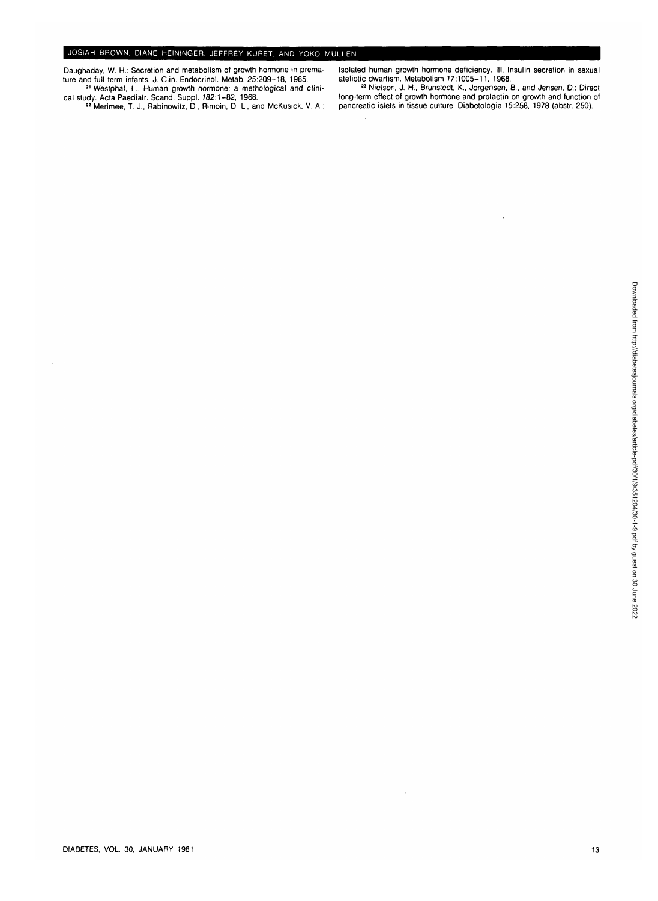Daughaday, W. H.: Secretion and metabolism of growth hormone in premature and full term infants. J. Clin. Endocrinol. Metab. *25*:209–18, 1965.

[21] Westphal, L.: Human growth hormone: a methological and clinical study. Acta Paediatr. Scand. Suppl. *182*:1–82, 1968.

[22] Merimee, T. J., Rabinowitz, D., Rimoin, D. L., and McKusick, V. A.: Isolated human growth hormone deficiency. III. Insulin secretion in sexual ateliotic dwarfism. Metabolism *17*:1005–11, 1968.

[23] Nielson, J. H., Brunstedt, K., Jorgensen, B., and Jensen, D.: Direct long-term effect of growth hormone and prolactin on growth and function of pancreatic islets in tissue culture. Diabetologia *15*:258, 1978 (abstr. 250).